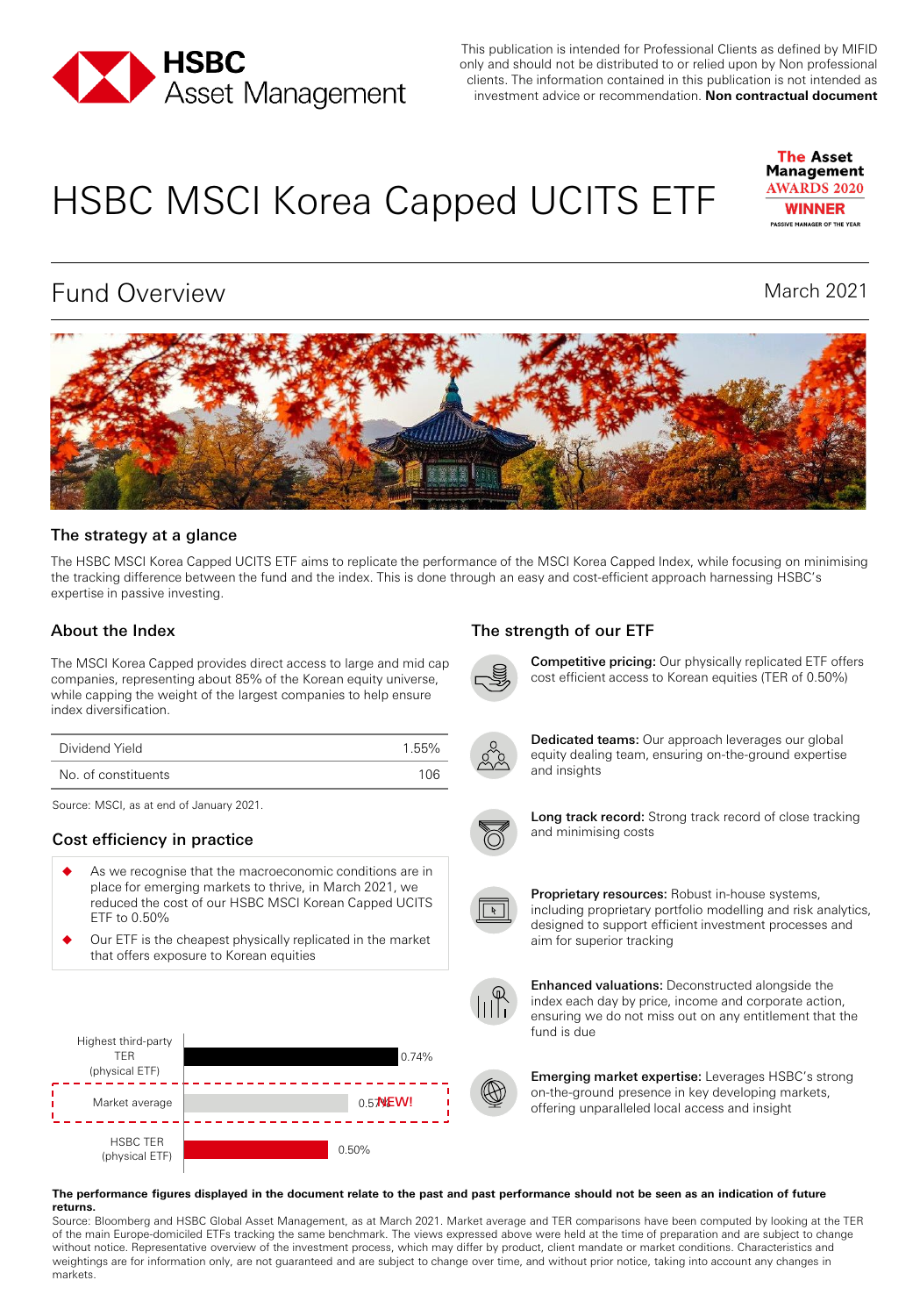This publication is intended for Professional Clients as defined by MIFID only and should not be distributed to or relied upon by Non professional clients. The information contained in this publication is not intended as investment advice or recommendation. **Non contractual document**

# HSBC MSCI Korea Capped UCITS ETF

The Asset Management AWARDS 2020 WINNER PASSIVE MANAGER OF THE YEAR

## Fund Overview

March 2021

### The strategy at a glance

The HSBC MSCI Korea Capped UCITS ETF aims to replicate the performance of the MSCI Korea Capped Index, while focusing on minimising the tracking difference between the fund and the index. This is done through an easy and cost-efficient approach harnessing HSBC's expertise in passive investing.

### About the Index

The MSCI Korea Capped provides direct access to large and mid cap companies, representing about 85% of the Korean equity universe, while capping the weight of the largest companies to help ensure index diversification.

| | |
|---|---|
| Dividend Yield | 1.55% |
| No. of constituents | 106 |

Source: MSCI, as at end of January 2021.

### Cost efficiency in practice

- As we recognise that the macroeconomic conditions are in place for emerging markets to thrive, in March 2021, we reduced the cost of our HSBC MSCI Korean Capped UCITS ETF to 0.50%
- Our ETF is the cheapest physically replicated in the market that offers exposure to Korean equities

| | TER |
|---|---|
| Highest third-party TER (physical ETF) | 0.74% |
| Market average | 0.57% |
| HSBC TER (physical ETF) **NEW!** | 0.50% |

### The strength of our ETF

**Competitive pricing:** Our physically replicated ETF offers cost efficient access to Korean equities (TER of 0.50%)

**Dedicated teams:** Our approach leverages our global equity dealing team, ensuring on-the-ground expertise and insights

**Long track record:** Strong track record of close tracking and minimising costs

**Proprietary resources:** Robust in-house systems, including proprietary portfolio modelling and risk analytics, designed to support efficient investment processes and aim for superior tracking

**Enhanced valuations:** Deconstructed alongside the index each day by price, income and corporate action, ensuring we do not miss out on any entitlement that the fund is due

**Emerging market expertise:** Leverages HSBC's strong on-the-ground presence in key developing markets, offering unparalleled local access and insight

**The performance figures displayed in the document relate to the past and past performance should not be seen as an indication of future returns.**

Source: Bloomberg and HSBC Global Asset Management, as at March 2021. Market average and TER comparisons have been computed by looking at the TER of the main Europe-domiciled ETFs tracking the same benchmark. The views expressed above were held at the time of preparation and are subject to change without notice. Representative overview of the investment process, which may differ by product, client mandate or market conditions. Characteristics and weightings are for information only, are not guaranteed and are subject to change over time, and without prior notice, taking into account any changes in markets.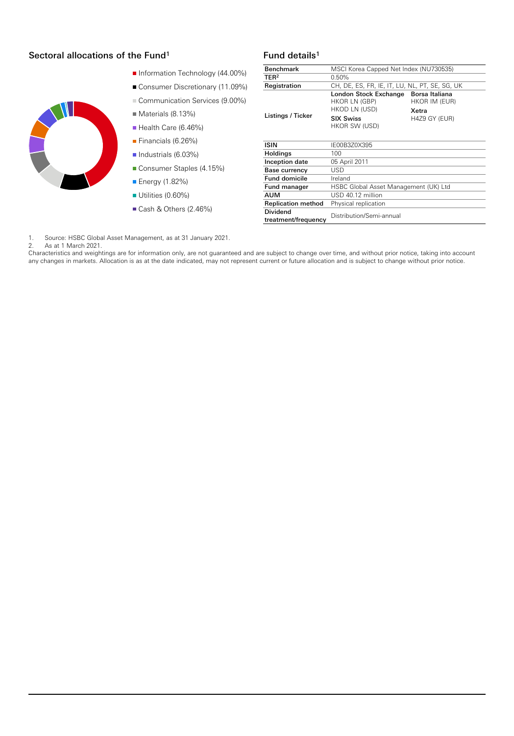## Sectoral allocations of the Fund[1]

- Information Technology (44.00%)
- Consumer Discretionary (11.09%)
- Communication Services (9.00%)
- Materials (8.13%)
- Health Care (6.46%)
- Financials (6.26%)
- Industrials (6.03%)
- Consumer Staples (4.15%)
- Energy (1.82%)
- Utilities (0.60%)
- Cash & Others (2.46%)

## Fund details[1]

| | | |
|---|---|---|
| **Benchmark** | MSCI Korea Capped Net Index (NU730535) | |
| **TER**[2] | 0.50% | |
| **Registration** | CH, DE, ES, FR, IE, IT, LU, NL, PT, SE, SG, UK | |
| **Listings / Ticker** | **London Stock Exchange**<br>HKOR LN (GBP)<br>HKOD LN (USD)<br>**SIX Swiss**<br>HKOR SW (USD) | **Borsa Italiana**<br>HKOR IM (EUR)<br>**Xetra**<br>H4Z9 GY (EUR) |
| **ISIN** | IE00B3Z0X395 | |
| **Holdings** | 100 | |
| **Inception date** | 05 April 2011 | |
| **Base currency** | USD | |
| **Fund domicile** | Ireland | |
| **Fund manager** | HSBC Global Asset Management (UK) Ltd | |
| **AUM** | USD 40.12 million | |
| **Replication method** | Physical replication | |
| **Dividend treatment/frequency** | Distribution/Semi-annual | |

1. Source: HSBC Global Asset Management, as at 31 January 2021.
2. As at 1 March 2021.

Characteristics and weightings are for information only, are not guaranteed and are subject to change over time, and without prior notice, taking into account any changes in markets. Allocation is as at the date indicated, may not represent current or future allocation and is subject to change without prior notice.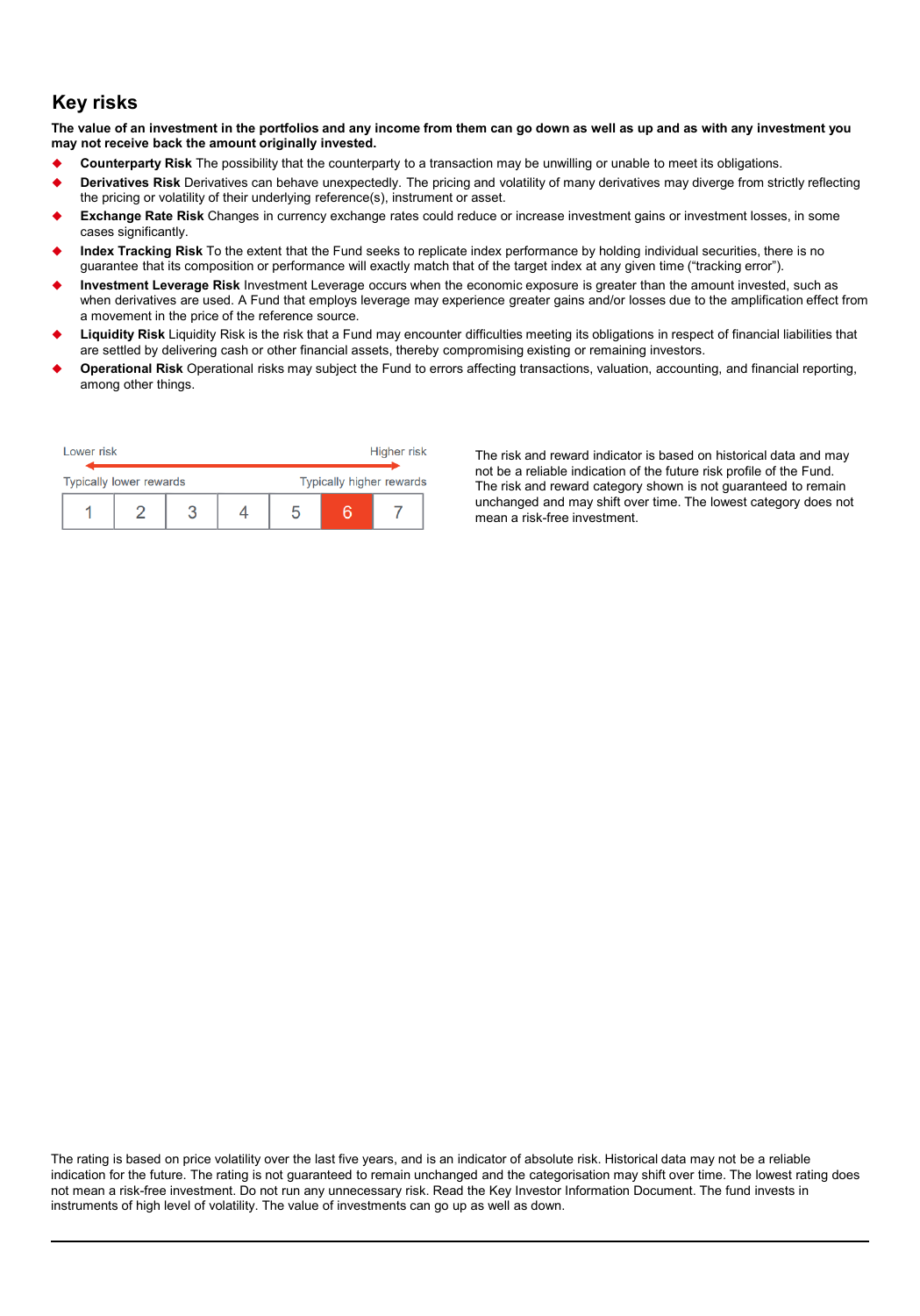## Key risks

**The value of an investment in the portfolios and any income from them can go down as well as up and as with any investment you may not receive back the amount originally invested.**

- **Counterparty Risk** The possibility that the counterparty to a transaction may be unwilling or unable to meet its obligations.
- **Derivatives Risk** Derivatives can behave unexpectedly. The pricing and volatility of many derivatives may diverge from strictly reflecting the pricing or volatility of their underlying reference(s), instrument or asset.
- **Exchange Rate Risk** Changes in currency exchange rates could reduce or increase investment gains or investment losses, in some cases significantly.
- **Index Tracking Risk** To the extent that the Fund seeks to replicate index performance by holding individual securities, there is no guarantee that its composition or performance will exactly match that of the target index at any given time ("tracking error").
- **Investment Leverage Risk** Investment Leverage occurs when the economic exposure is greater than the amount invested, such as when derivatives are used. A Fund that employs leverage may experience greater gains and/or losses due to the amplification effect from a movement in the price of the reference source.
- **Liquidity Risk** Liquidity Risk is the risk that a Fund may encounter difficulties meeting its obligations in respect of financial liabilities that are settled by delivering cash or other financial assets, thereby compromising existing or remaining investors.
- **Operational Risk** Operational risks may subject the Fund to errors affecting transactions, valuation, accounting, and financial reporting, among other things.

Lower risk — Higher risk

Typically lower rewards — Typically higher rewards

| 1 | 2 | 3 | 4 | 5 | **6** | 7 |
|---|---|---|---|---|---|---|

The risk and reward indicator is based on historical data and may not be a reliable indication of the future risk profile of the Fund. The risk and reward category shown is not guaranteed to remain unchanged and may shift over time. The lowest category does not mean a risk-free investment.

The rating is based on price volatility over the last five years, and is an indicator of absolute risk. Historical data may not be a reliable indication for the future. The rating is not guaranteed to remain unchanged and the categorisation may shift over time. The lowest rating does not mean a risk-free investment. Do not run any unnecessary risk. Read the Key Investor Information Document. The fund invests in instruments of high level of volatility. The value of investments can go up as well as down.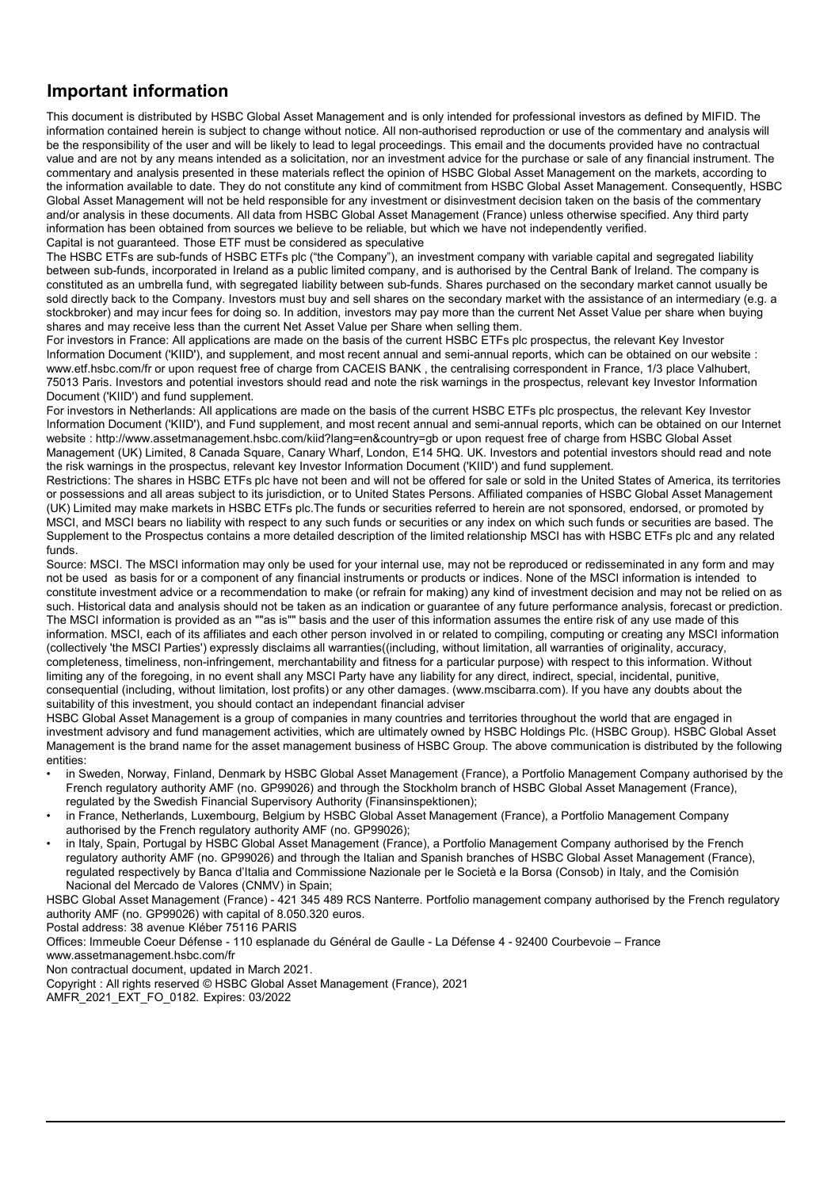## Important information

This document is distributed by HSBC Global Asset Management and is only intended for professional investors as defined by MIFID. The information contained herein is subject to change without notice. All non-authorised reproduction or use of the commentary and analysis will be the responsibility of the user and will be likely to lead to legal proceedings. This email and the documents provided have no contractual value and are not by any means intended as a solicitation, nor an investment advice for the purchase or sale of any financial instrument. The commentary and analysis presented in these materials reflect the opinion of HSBC Global Asset Management on the markets, according to the information available to date. They do not constitute any kind of commitment from HSBC Global Asset Management. Consequently, HSBC Global Asset Management will not be held responsible for any investment or disinvestment decision taken on the basis of the commentary and/or analysis in these documents. All data from HSBC Global Asset Management (France) unless otherwise specified. Any third party information has been obtained from sources we believe to be reliable, but which we have not independently verified.

Capital is not guaranteed. Those ETF must be considered as speculative

The HSBC ETFs are sub-funds of HSBC ETFs plc ("the Company"), an investment company with variable capital and segregated liability between sub-funds, incorporated in Ireland as a public limited company, and is authorised by the Central Bank of Ireland. The company is constituted as an umbrella fund, with segregated liability between sub-funds. Shares purchased on the secondary market cannot usually be sold directly back to the Company. Investors must buy and sell shares on the secondary market with the assistance of an intermediary (e.g. a stockbroker) and may incur fees for doing so. In addition, investors may pay more than the current Net Asset Value per share when buying shares and may receive less than the current Net Asset Value per Share when selling them.

For investors in France: All applications are made on the basis of the current HSBC ETFs plc prospectus, the relevant Key Investor Information Document ('KIID'), and supplement, and most recent annual and semi-annual reports, which can be obtained on our website : www.etf.hsbc.com/fr or upon request free of charge from CACEIS BANK , the centralising correspondent in France, 1/3 place Valhubert, 75013 Paris. Investors and potential investors should read and note the risk warnings in the prospectus, relevant key Investor Information Document ('KIID') and fund supplement.

For investors in Netherlands: All applications are made on the basis of the current HSBC ETFs plc prospectus, the relevant Key Investor Information Document ('KIID'), and Fund supplement, and most recent annual and semi-annual reports, which can be obtained on our Internet website : http://www.assetmanagement.hsbc.com/kiid?lang=en&country=gb or upon request free of charge from HSBC Global Asset Management (UK) Limited, 8 Canada Square, Canary Wharf, London, E14 5HQ. UK. Investors and potential investors should read and note the risk warnings in the prospectus, relevant key Investor Information Document ('KIID') and fund supplement.

Restrictions: The shares in HSBC ETFs plc have not been and will not be offered for sale or sold in the United States of America, its territories or possessions and all areas subject to its jurisdiction, or to United States Persons. Affiliated companies of HSBC Global Asset Management (UK) Limited may make markets in HSBC ETFs plc.The funds or securities referred to herein are not sponsored, endorsed, or promoted by MSCI, and MSCI bears no liability with respect to any such funds or securities or any index on which such funds or securities are based. The Supplement to the Prospectus contains a more detailed description of the limited relationship MSCI has with HSBC ETFs plc and any related funds.

Source: MSCI. The MSCI information may only be used for your internal use, may not be reproduced or redisseminated in any form and may not be used as basis for or a component of any financial instruments or products or indices. None of the MSCI information is intended to constitute investment advice or a recommendation to make (or refrain for making) any kind of investment decision and may not be relied on as such. Historical data and analysis should not be taken as an indication or guarantee of any future performance analysis, forecast or prediction. The MSCI information is provided as an ""as is"" basis and the user of this information assumes the entire risk of any use made of this information. MSCI, each of its affiliates and each other person involved in or related to compiling, computing or creating any MSCI information (collectively 'the MSCI Parties') expressly disclaims all warranties((including, without limitation, all warranties of originality, accuracy, completeness, timeliness, non-infringement, merchantability and fitness for a particular purpose) with respect to this information. Without limiting any of the foregoing, in no event shall any MSCI Party have any liability for any direct, indirect, special, incidental, punitive, consequential (including, without limitation, lost profits) or any other damages. (www.mscibarra.com). If you have any doubts about the suitability of this investment, you should contact an independant financial adviser

HSBC Global Asset Management is a group of companies in many countries and territories throughout the world that are engaged in investment advisory and fund management activities, which are ultimately owned by HSBC Holdings Plc. (HSBC Group). HSBC Global Asset Management is the brand name for the asset management business of HSBC Group. The above communication is distributed by the following entities:

- in Sweden, Norway, Finland, Denmark by HSBC Global Asset Management (France), a Portfolio Management Company authorised by the French regulatory authority AMF (no. GP99026) and through the Stockholm branch of HSBC Global Asset Management (France), regulated by the Swedish Financial Supervisory Authority (Finansinspektionen);
- in France, Netherlands, Luxembourg, Belgium by HSBC Global Asset Management (France), a Portfolio Management Company authorised by the French regulatory authority AMF (no. GP99026);
- in Italy, Spain, Portugal by HSBC Global Asset Management (France), a Portfolio Management Company authorised by the French regulatory authority AMF (no. GP99026) and through the Italian and Spanish branches of HSBC Global Asset Management (France), regulated respectively by Banca d'Italia and Commissione Nazionale per le Società e la Borsa (Consob) in Italy, and the Comisión Nacional del Mercado de Valores (CNMV) in Spain;

HSBC Global Asset Management (France) - 421 345 489 RCS Nanterre. Portfolio management company authorised by the French regulatory authority AMF (no. GP99026) with capital of 8.050.320 euros.

Postal address: 38 avenue Kléber 75116 PARIS

Offices: Immeuble Coeur Défense - 110 esplanade du Général de Gaulle - La Défense 4 - 92400 Courbevoie – France

www.assetmanagement.hsbc.com/fr

Non contractual document, updated in March 2021.

Copyright : All rights reserved © HSBC Global Asset Management (France), 2021

AMFR_2021_EXT_FO_0182. Expires: 03/2022